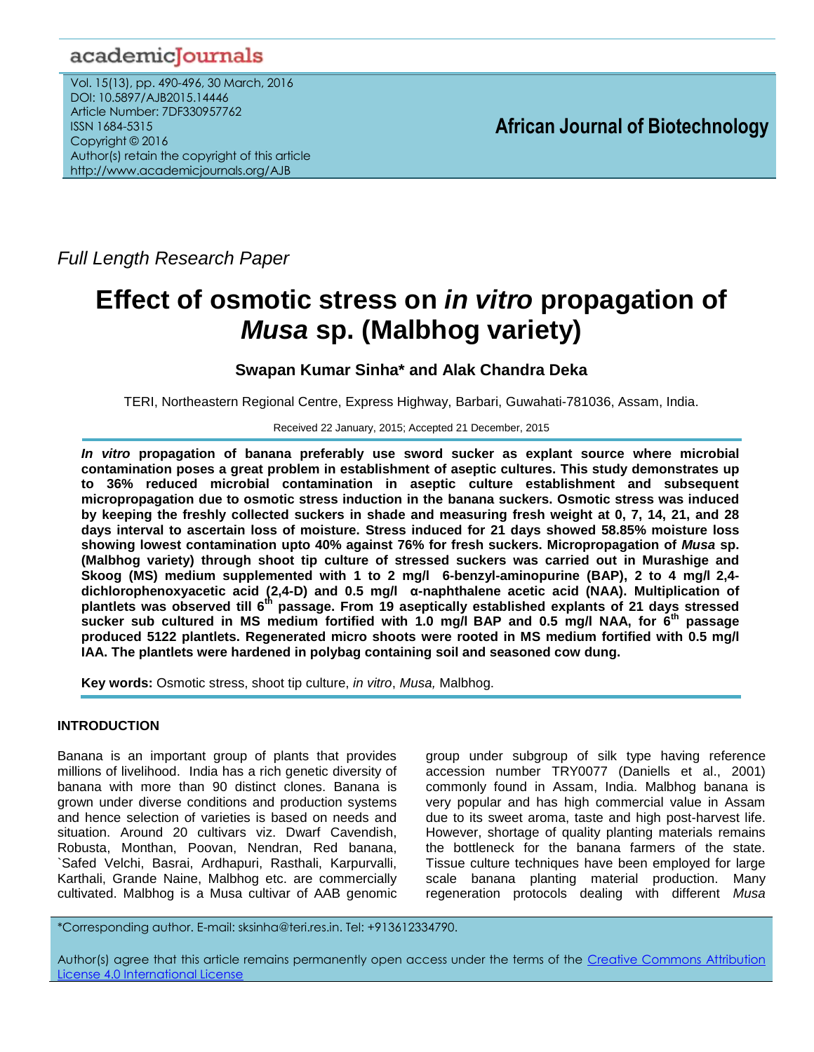Full Length Research Paper

# Effect of osmotic stress on *in vitro* propagation of *Musa* sp. (Malbhog variety)

**Swapan Kumar Sinha* and Alak Chandra Deka**

TERI, Northeastern Regional Centre, Express Highway, Barbari, Guwahati-781036, Assam, India.

Received 22 January, 2015; Accepted 21 December, 2015

***In vitro* propagation of banana preferably use sword sucker as explant source where microbial contamination poses a great problem in establishment of aseptic cultures. This study demonstrates up to 36% reduced microbial contamination in aseptic culture establishment and subsequent micropropagation due to osmotic stress induction in the banana suckers. Osmotic stress was induced by keeping the freshly collected suckers in shade and measuring fresh weight at 0, 7, 14, 21, and 28 days interval to ascertain loss of moisture. Stress induced for 21 days showed 58.85% moisture loss showing lowest contamination upto 40% against 76% for fresh suckers. Micropropagation of *Musa* sp. (Malbhog variety) through shoot tip culture of stressed suckers was carried out in Murashige and Skoog (MS) medium supplemented with 1 to 2 mg/l 6-benzyl-aminopurine (BAP), 2 to 4 mg/l 2,4-dichlorophenoxyacetic acid (2,4-D) and 0.5 mg/l α-naphthalene acetic acid (NAA). Multiplication of plantlets was observed till 6$^{th}$ passage. From 19 aseptically established explants of 21 days stressed sucker sub cultured in MS medium fortified with 1.0 mg/l BAP and 0.5 mg/l NAA, for 6$^{th}$ passage produced 5122 plantlets. Regenerated micro shoots were rooted in MS medium fortified with 0.5 mg/l IAA. The plantlets were hardened in polybag containing soil and seasoned cow dung.**

**Key words:** Osmotic stress, shoot tip culture, *in vitro*, *Musa,* Malbhog.

## INTRODUCTION

Banana is an important group of plants that provides millions of livelihood. India has a rich genetic diversity of banana with more than 90 distinct clones. Banana is grown under diverse conditions and production systems and hence selection of varieties is based on needs and situation. Around 20 cultivars viz. Dwarf Cavendish, Robusta, Monthan, Poovan, Nendran, Red banana, `Safed Velchi, Basrai, Ardhapuri, Rasthali, Karpurvalli, Karthali, Grande Naine, Malbhog etc. are commercially cultivated. Malbhog is a Musa cultivar of AAB genomic group under subgroup of silk type having reference accession number TRY0077 (Daniells et al., 2001) commonly found in Assam, India. Malbhog banana is very popular and has high commercial value in Assam due to its sweet aroma, taste and high post-harvest life. However, shortage of quality planting materials remains the bottleneck for the banana farmers of the state. Tissue culture techniques have been employed for large scale banana planting material production. Many regeneration protocols dealing with different *Musa*

*Corresponding author. E-mail: sksinha@teri.res.in. Tel: +913612334790.

Author(s) agree that this article remains permanently open access under the terms of the Creative Commons Attribution License 4.0 International License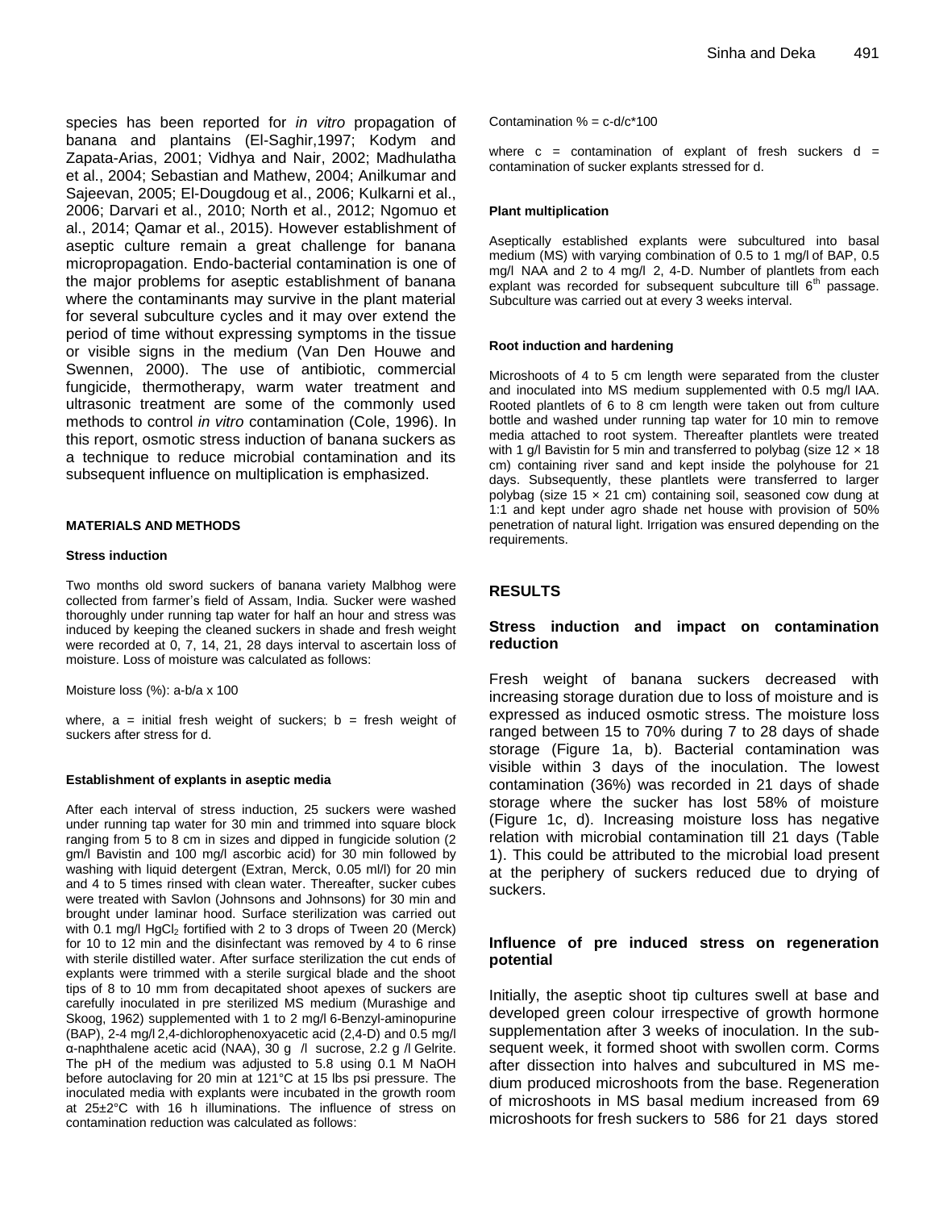species has been reported for *in vitro* propagation of banana and plantains (El-Saghir,1997; Kodym and Zapata-Arias, 2001; Vidhya and Nair, 2002; Madhulatha et al., 2004; Sebastian and Mathew, 2004; Anilkumar and Sajeevan, 2005; El-Dougdoug et al., 2006; Kulkarni et al., 2006; Darvari et al., 2010; North et al., 2012; Ngomuo et al., 2014; Qamar et al., 2015). However establishment of aseptic culture remain a great challenge for banana micropropagation. Endo-bacterial contamination is one of the major problems for aseptic establishment of banana where the contaminants may survive in the plant material for several subculture cycles and it may over extend the period of time without expressing symptoms in the tissue or visible signs in the medium (Van Den Houwe and Swennen, 2000). The use of antibiotic, commercial fungicide, thermotherapy, warm water treatment and ultrasonic treatment are some of the commonly used methods to control *in vitro* contamination (Cole, 1996). In this report, osmotic stress induction of banana suckers as a technique to reduce microbial contamination and its subsequent influence on multiplication is emphasized.

## MATERIALS AND METHODS

### Stress induction

Two months old sword suckers of banana variety Malbhog were collected from farmer's field of Assam, India. Sucker were washed thoroughly under running tap water for half an hour and stress was induced by keeping the cleaned suckers in shade and fresh weight were recorded at 0, 7, 14, 21, 28 days interval to ascertain loss of moisture. Loss of moisture was calculated as follows:

Moisture loss (%): a-b/a x 100

where, a = initial fresh weight of suckers; b = fresh weight of suckers after stress for d.

### Establishment of explants in aseptic media

After each interval of stress induction, 25 suckers were washed under running tap water for 30 min and trimmed into square block ranging from 5 to 8 cm in sizes and dipped in fungicide solution (2 gm/l Bavistin and 100 mg/l ascorbic acid) for 30 min followed by washing with liquid detergent (Extran, Merck, 0.05 ml/l) for 20 min and 4 to 5 times rinsed with clean water. Thereafter, sucker cubes were treated with Savlon (Johnsons and Johnsons) for 30 min and brought under laminar hood. Surface sterilization was carried out with 0.1 mg/l $HgCl_2$ fortified with 2 to 3 drops of Tween 20 (Merck) for 10 to 12 min and the disinfectant was removed by 4 to 6 rinse with sterile distilled water. After surface sterilization the cut ends of explants were trimmed with a sterile surgical blade and the shoot tips of 8 to 10 mm from decapitated shoot apexes of suckers are carefully inoculated in pre sterilized MS medium (Murashige and Skoog, 1962) supplemented with 1 to 2 mg/l 6-Benzyl-aminopurine (BAP), 2-4 mg/l 2,4-dichlorophenoxyacetic acid (2,4-D) and 0.5 mg/l α-naphthalene acetic acid (NAA), 30 g /l sucrose, 2.2 g /l Gelrite. The pH of the medium was adjusted to 5.8 using 0.1 M NaOH before autoclaving for 20 min at 121°C at 15 lbs psi pressure. The inoculated media with explants were incubated in the growth room at 25±2°C with 16 h illuminations. The influence of stress on contamination reduction was calculated as follows:

Contamination % = c-d/c*100

where c = contamination of explant of fresh suckers d = contamination of sucker explants stressed for d.

### Plant multiplication

Aseptically established explants were subcultured into basal medium (MS) with varying combination of 0.5 to 1 mg/l of BAP, 0.5 mg/l NAA and 2 to 4 mg/l 2, 4-D. Number of plantlets from each explant was recorded for subsequent subculture till 6th passage. Subculture was carried out at every 3 weeks interval.

### Root induction and hardening

Microshoots of 4 to 5 cm length were separated from the cluster and inoculated into MS medium supplemented with 0.5 mg/l IAA. Rooted plantlets of 6 to 8 cm length were taken out from culture bottle and washed under running tap water for 10 min to remove media attached to root system. Thereafter plantlets were treated with 1 g/l Bavistin for 5 min and transferred to polybag (size 12 × 18 cm) containing river sand and kept inside the polyhouse for 21 days. Subsequently, these plantlets were transferred to larger polybag (size 15 × 21 cm) containing soil, seasoned cow dung at 1:1 and kept under agro shade net house with provision of 50% penetration of natural light. Irrigation was ensured depending on the requirements.

## RESULTS

### Stress induction and impact on contamination reduction

Fresh weight of banana suckers decreased with increasing storage duration due to loss of moisture and is expressed as induced osmotic stress. The moisture loss ranged between 15 to 70% during 7 to 28 days of shade storage (Figure 1a, b). Bacterial contamination was visible within 3 days of the inoculation. The lowest contamination (36%) was recorded in 21 days of shade storage where the sucker has lost 58% of moisture (Figure 1c, d). Increasing moisture loss has negative relation with microbial contamination till 21 days (Table 1). This could be attributed to the microbial load present at the periphery of suckers reduced due to drying of suckers.

### Influence of pre induced stress on regeneration potential

Initially, the aseptic shoot tip cultures swell at base and developed green colour irrespective of growth hormone supplementation after 3 weeks of inoculation. In the subsequent week, it formed shoot with swollen corm. Corms after dissection into halves and subcultured in MS medium produced microshoots from the base. Regeneration of microshoots in MS basal medium increased from 69 microshoots for fresh suckers to 586 for 21 days stored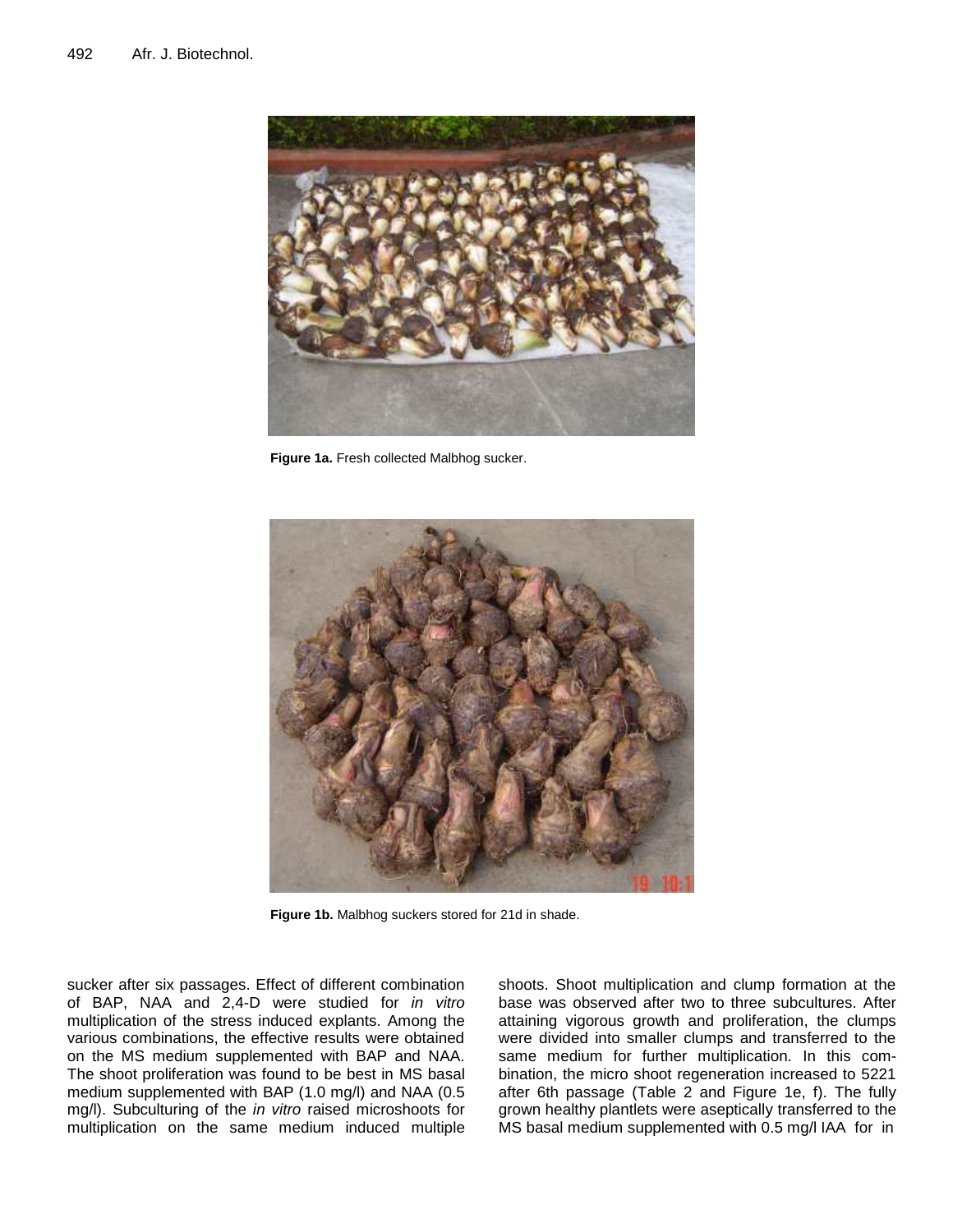Figure 1a. Fresh collected Malbhog sucker.

Figure 1b. Malbhog suckers stored for 21d in shade.

sucker after six passages. Effect of different combination of BAP, NAA and 2,4-D were studied for *in vitro* multiplication of the stress induced explants. Among the various combinations, the effective results were obtained on the MS medium supplemented with BAP and NAA. The shoot proliferation was found to be best in MS basal medium supplemented with BAP (1.0 mg/l) and NAA (0.5 mg/l). Subculturing of the *in vitro* raised microshoots for multiplication on the same medium induced multiple shoots. Shoot multiplication and clump formation at the base was observed after two to three subcultures. After attaining vigorous growth and proliferation, the clumps were divided into smaller clumps and transferred to the same medium for further multiplication. In this combination, the micro shoot regeneration increased to 5221 after 6th passage (Table 2 and Figure 1e, f). The fully grown healthy plantlets were aseptically transferred to the MS basal medium supplemented with 0.5 mg/l IAA for in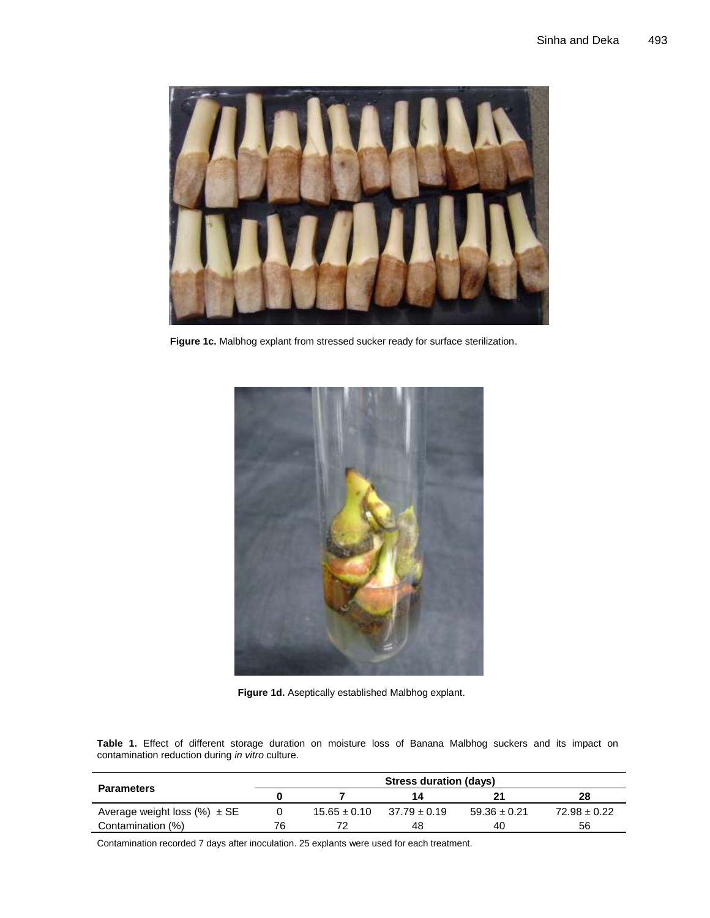**Figure 1c.** Malbhog explant from stressed sucker ready for surface sterilization.

**Figure 1d.** Aseptically established Malbhog explant.

**Table 1.** Effect of different storage duration on moisture loss of Banana Malbhog suckers and its impact on contamination reduction during *in vitro* culture.

| Parameters | Stress duration (days) | | | | |
|---|---|---|---|---|---|
| | **0** | **7** | **14** | **21** | **28** |
| Average weight loss (%) ± SE | 0 | 15.65 ± 0.10 | 37.79 ± 0.19 | 59.36 ± 0.21 | 72.98 ± 0.22 |
| Contamination (%) | 76 | 72 | 48 | 40 | 56 |

Contamination recorded 7 days after inoculation. 25 explants were used for each treatment.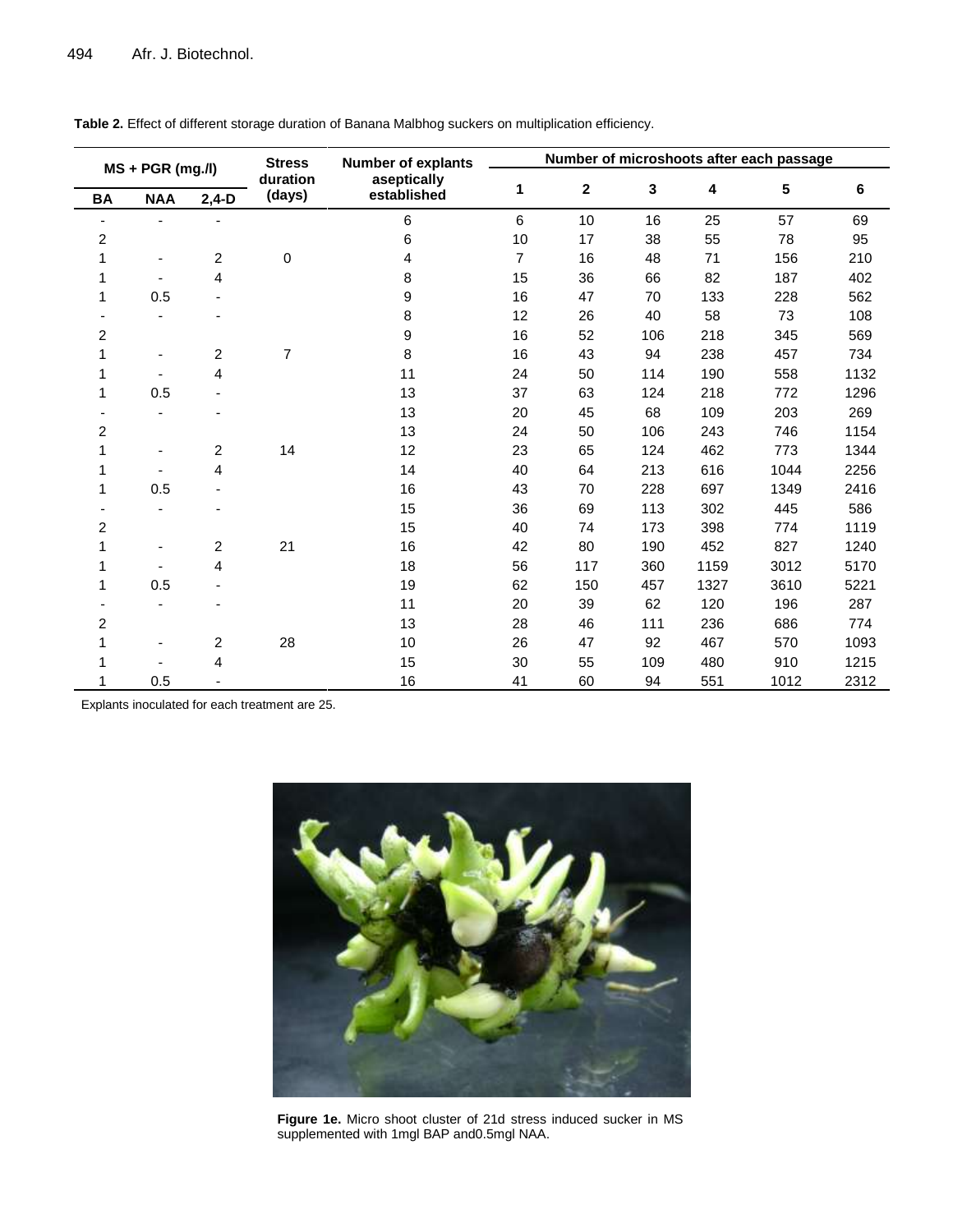**Table 2.** Effect of different storage duration of Banana Malbhog suckers on multiplication efficiency.

| MS + PGR (mg./l) | | | Stress duration (days) | Number of explants aseptically established | Number of microshoots after each passage | | | | | |
|---|---|---|---|---|---|---|---|---|---|---|
| BA | NAA | 2,4-D | | | 1 | 2 | 3 | 4 | 5 | 6 |
| - | - | - | | 6 | 6 | 10 | 16 | 25 | 57 | 69 |
| 2 | | | | 6 | 10 | 17 | 38 | 55 | 78 | 95 |
| 1 | - | 2 | 0 | 4 | 7 | 16 | 48 | 71 | 156 | 210 |
| 1 | - | 4 | | 8 | 15 | 36 | 66 | 82 | 187 | 402 |
| 1 | 0.5 | - | | 9 | 16 | 47 | 70 | 133 | 228 | 562 |
| - | - | - | | 8 | 12 | 26 | 40 | 58 | 73 | 108 |
| 2 | | | | 9 | 16 | 52 | 106 | 218 | 345 | 569 |
| 1 | - | 2 | 7 | 8 | 16 | 43 | 94 | 238 | 457 | 734 |
| 1 | - | 4 | | 11 | 24 | 50 | 114 | 190 | 558 | 1132 |
| 1 | 0.5 | - | | 13 | 37 | 63 | 124 | 218 | 772 | 1296 |
| - | - | - | | 13 | 20 | 45 | 68 | 109 | 203 | 269 |
| 2 | | | | 13 | 24 | 50 | 106 | 243 | 746 | 1154 |
| 1 | - | 2 | 14 | 12 | 23 | 65 | 124 | 462 | 773 | 1344 |
| 1 | - | 4 | | 14 | 40 | 64 | 213 | 616 | 1044 | 2256 |
| 1 | 0.5 | - | | 16 | 43 | 70 | 228 | 697 | 1349 | 2416 |
| - | - | - | | 15 | 36 | 69 | 113 | 302 | 445 | 586 |
| 2 | | | | 15 | 40 | 74 | 173 | 398 | 774 | 1119 |
| 1 | - | 2 | 21 | 16 | 42 | 80 | 190 | 452 | 827 | 1240 |
| 1 | - | 4 | | 18 | 56 | 117 | 360 | 1159 | 3012 | 5170 |
| 1 | 0.5 | - | | 19 | 62 | 150 | 457 | 1327 | 3610 | 5221 |
| - | - | - | | 11 | 20 | 39 | 62 | 120 | 196 | 287 |
| 2 | | | | 13 | 28 | 46 | 111 | 236 | 686 | 774 |
| 1 | - | 2 | 28 | 10 | 26 | 47 | 92 | 467 | 570 | 1093 |
| 1 | - | 4 | | 15 | 30 | 55 | 109 | 480 | 910 | 1215 |
| 1 | 0.5 | - | | 16 | 41 | 60 | 94 | 551 | 1012 | 2312 |

Explants inoculated for each treatment are 25.

**Figure 1e.** Micro shoot cluster of 21d stress induced sucker in MS supplemented with 1mgl BAP and0.5mgl NAA.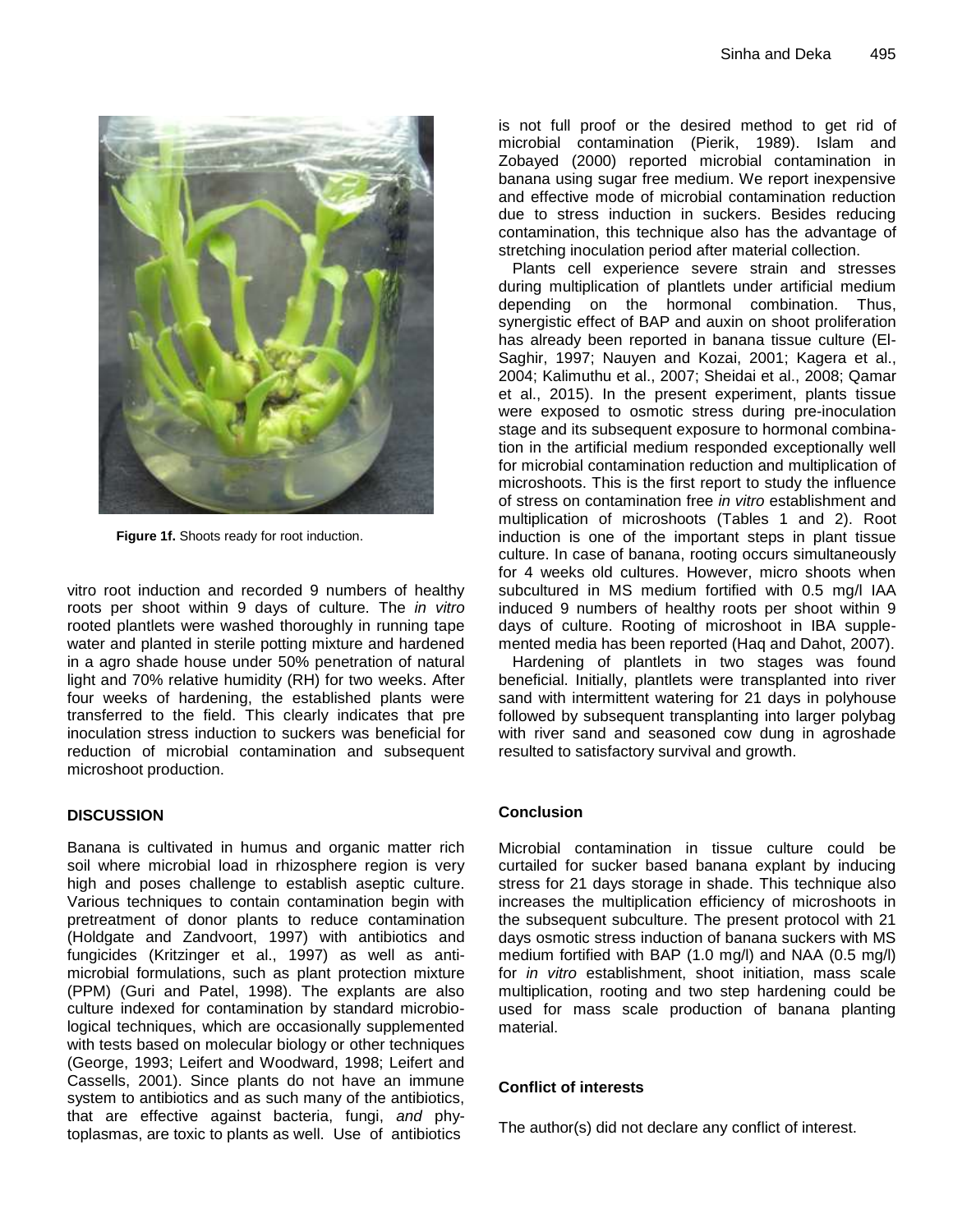Figure 1f. Shoots ready for root induction.

vitro root induction and recorded 9 numbers of healthy roots per shoot within 9 days of culture. The *in vitro* rooted plantlets were washed thoroughly in running tape water and planted in sterile potting mixture and hardened in a agro shade house under 50% penetration of natural light and 70% relative humidity (RH) for two weeks. After four weeks of hardening, the established plants were transferred to the field. This clearly indicates that pre inoculation stress induction to suckers was beneficial for reduction of microbial contamination and subsequent microshoot production.

## DISCUSSION

Banana is cultivated in humus and organic matter rich soil where microbial load in rhizosphere region is very high and poses challenge to establish aseptic culture. Various techniques to contain contamination begin with pretreatment of donor plants to reduce contamination (Holdgate and Zandvoort, 1997) with antibiotics and fungicides (Kritzinger et al., 1997) as well as anti-microbial formulations, such as plant protection mixture (PPM) (Guri and Patel, 1998). The explants are also culture indexed for contamination by standard microbiological techniques, which are occasionally supplemented with tests based on molecular biology or other techniques (George, 1993; Leifert and Woodward, 1998; Leifert and Cassells, 2001). Since plants do not have an immune system to antibiotics and as such many of the antibiotics, that are effective against bacteria, fungi, *and* phytoplasmas, are toxic to plants as well. Use of antibiotics is not full proof or the desired method to get rid of microbial contamination (Pierik, 1989). Islam and Zobayed (2000) reported microbial contamination in banana using sugar free medium. We report inexpensive and effective mode of microbial contamination reduction due to stress induction in suckers. Besides reducing contamination, this technique also has the advantage of stretching inoculation period after material collection.

Plants cell experience severe strain and stresses during multiplication of plantlets under artificial medium depending on the hormonal combination. Thus, synergistic effect of BAP and auxin on shoot proliferation has already been reported in banana tissue culture (El-Saghir, 1997; Nauyen and Kozai, 2001; Kagera et al., 2004; Kalimuthu et al., 2007; Sheidai et al., 2008; Qamar et al., 2015). In the present experiment, plants tissue were exposed to osmotic stress during pre-inoculation stage and its subsequent exposure to hormonal combination in the artificial medium responded exceptionally well for microbial contamination reduction and multiplication of microshoots. This is the first report to study the influence of stress on contamination free *in vitro* establishment and multiplication of microshoots (Tables 1 and 2). Root induction is one of the important steps in plant tissue culture. In case of banana, rooting occurs simultaneously for 4 weeks old cultures. However, micro shoots when subcultured in MS medium fortified with 0.5 mg/l IAA induced 9 numbers of healthy roots per shoot within 9 days of culture. Rooting of microshoot in IBA supplemented media has been reported (Haq and Dahot, 2007).

Hardening of plantlets in two stages was found beneficial. Initially, plantlets were transplanted into river sand with intermittent watering for 21 days in polyhouse followed by subsequent transplanting into larger polybag with river sand and seasoned cow dung in agroshade resulted to satisfactory survival and growth.

## Conclusion

Microbial contamination in tissue culture could be curtailed for sucker based banana explant by inducing stress for 21 days storage in shade. This technique also increases the multiplication efficiency of microshoots in the subsequent subculture. The present protocol with 21 days osmotic stress induction of banana suckers with MS medium fortified with BAP (1.0 mg/l) and NAA (0.5 mg/l) for *in vitro* establishment, shoot initiation, mass scale multiplication, rooting and two step hardening could be used for mass scale production of banana planting material.

## Conflict of interests

The author(s) did not declare any conflict of interest.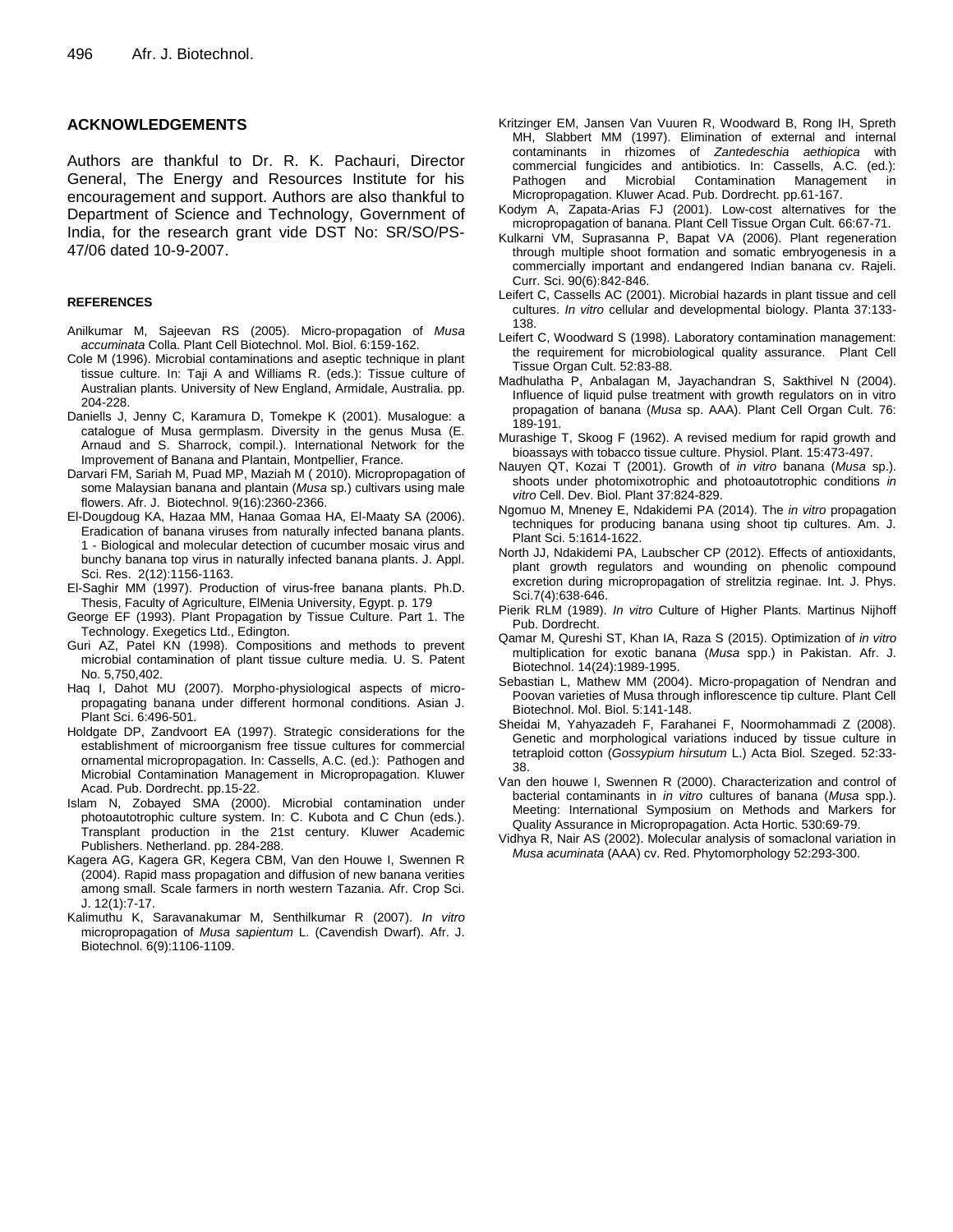## ACKNOWLEDGEMENTS

Authors are thankful to Dr. R. K. Pachauri, Director General, The Energy and Resources Institute for his encouragement and support. Authors are also thankful to Department of Science and Technology, Government of India, for the research grant vide DST No: SR/SO/PS-47/06 dated 10-9-2007.

## REFERENCES

Anilkumar M, Sajeevan RS (2005). Micro-propagation of *Musa accuminata* Colla. Plant Cell Biotechnol. Mol. Biol. 6:159-162.

Cole M (1996). Microbial contaminations and aseptic technique in plant tissue culture. In: Taji A and Williams R. (eds.): Tissue culture of Australian plants. University of New England, Armidale, Australia. pp. 204-228.

Daniells J, Jenny C, Karamura D, Tomekpe K (2001). Musalogue: a catalogue of Musa germplasm. Diversity in the genus Musa (E. Arnaud and S. Sharrock, compil.). International Network for the Improvement of Banana and Plantain, Montpellier, France.

Darvari FM, Sariah M, Puad MP, Maziah M ( 2010). Micropropagation of some Malaysian banana and plantain (*Musa* sp.) cultivars using male flowers. Afr. J. Biotechnol. 9(16):2360-2366.

El-Dougdoug KA, Hazaa MM, Hanaa Gomaa HA, El-Maaty SA (2006). Eradication of banana viruses from naturally infected banana plants. 1 - Biological and molecular detection of cucumber mosaic virus and bunchy banana top virus in naturally infected banana plants. J. Appl. Sci. Res. 2(12):1156-1163.

El-Saghir MM (1997). Production of virus-free banana plants. Ph.D. Thesis, Faculty of Agriculture, ElMenia University, Egypt. p. 179

George EF (1993). Plant Propagation by Tissue Culture. Part 1. The Technology. Exegetics Ltd., Edington.

Guri AZ, Patel KN (1998). Compositions and methods to prevent microbial contamination of plant tissue culture media. U. S. Patent No. 5,750,402.

Haq I, Dahot MU (2007). Morpho-physiological aspects of micro-propagating banana under different hormonal conditions. Asian J. Plant Sci. 6:496-501.

Holdgate DP, Zandvoort EA (1997). Strategic considerations for the establishment of microorganism free tissue cultures for commercial ornamental micropropagation. In: Cassells, A.C. (ed.): Pathogen and Microbial Contamination Management in Micropropagation. Kluwer Acad. Pub. Dordrecht. pp.15-22.

Islam N, Zobayed SMA (2000). Microbial contamination under photoautotrophic culture system. In: C. Kubota and C Chun (eds.). Transplant production in the 21st century. Kluwer Academic Publishers. Netherland. pp. 284-288.

Kagera AG, Kagera GR, Kegera CBM, Van den Houwe I, Swennen R (2004). Rapid mass propagation and diffusion of new banana verities among small. Scale farmers in north western Tazania. Afr. Crop Sci. J. 12(1):7-17.

Kalimuthu K, Saravanakumar M, Senthilkumar R (2007). *In vitro* micropropagation of *Musa sapientum* L. (Cavendish Dwarf). Afr. J. Biotechnol. 6(9):1106-1109.

Kritzinger EM, Jansen Van Vuuren R, Woodward B, Rong IH, Spreth MH, Slabbert MM (1997). Elimination of external and internal contaminants in rhizomes of *Zantedeschia aethiopica* with commercial fungicides and antibiotics. In: Cassells, A.C. (ed.): Pathogen and Microbial Contamination Management in Micropropagation. Kluwer Acad. Pub. Dordrecht. pp.61-167.

Kodym A, Zapata-Arias FJ (2001). Low-cost alternatives for the micropropagation of banana. Plant Cell Tissue Organ Cult. 66:67-71.

Kulkarni VM, Suprasanna P, Bapat VA (2006). Plant regeneration through multiple shoot formation and somatic embryogenesis in a commercially important and endangered Indian banana cv. Rajeli. Curr. Sci. 90(6):842-846.

Leifert C, Cassells AC (2001). Microbial hazards in plant tissue and cell cultures. *In vitro* cellular and developmental biology. Planta 37:133-138.

Leifert C, Woodward S (1998). Laboratory contamination management: the requirement for microbiological quality assurance. Plant Cell Tissue Organ Cult. 52:83-88.

Madhulatha P, Anbalagan M, Jayachandran S, Sakthivel N (2004). Influence of liquid pulse treatment with growth regulators on in vitro propagation of banana (*Musa* sp. AAA). Plant Cell Organ Cult. 76: 189-191.

Murashige T, Skoog F (1962). A revised medium for rapid growth and bioassays with tobacco tissue culture. Physiol. Plant. 15:473-497.

Nauyen QT, Kozai T (2001). Growth of *in vitro* banana (*Musa* sp.). shoots under photomixotrophic and photoautotrophic conditions *in vitro* Cell. Dev. Biol. Plant 37:824-829.

Ngomuo M, Mneney E, Ndakidemi PA (2014). The *in vitro* propagation techniques for producing banana using shoot tip cultures. Am. J. Plant Sci. 5:1614-1622.

North JJ, Ndakidemi PA, Laubscher CP (2012). Effects of antioxidants, plant growth regulators and wounding on phenolic compound excretion during micropropagation of strelitzia reginae. Int. J. Phys. Sci.7(4):638-646.

Pierik RLM (1989). *In vitro* Culture of Higher Plants. Martinus Nijhoff Pub. Dordrecht.

Qamar M, Qureshi ST, Khan IA, Raza S (2015). Optimization of *in vitro* multiplication for exotic banana (*Musa* spp.) in Pakistan. Afr. J. Biotechnol. 14(24):1989-1995.

Sebastian L, Mathew MM (2004). Micro-propagation of Nendran and Poovan varieties of Musa through inflorescence tip culture. Plant Cell Biotechnol. Mol. Biol. 5:141-148.

Sheidai M, Yahyazadeh F, Farahanei F, Noormohammadi Z (2008). Genetic and morphological variations induced by tissue culture in tetraploid cotton (*Gossypium hirsutum* L.) Acta Biol. Szeged. 52:33-38.

Van den houwe I, Swennen R (2000). Characterization and control of bacterial contaminants in *in vitro* cultures of banana (*Musa* spp.). Meeting: International Symposium on Methods and Markers for Quality Assurance in Micropropagation. Acta Hortic. 530:69-79.

Vidhya R, Nair AS (2002). Molecular analysis of somaclonal variation in *Musa acuminata* (AAA) cv. Red. Phytomorphology 52:293-300.